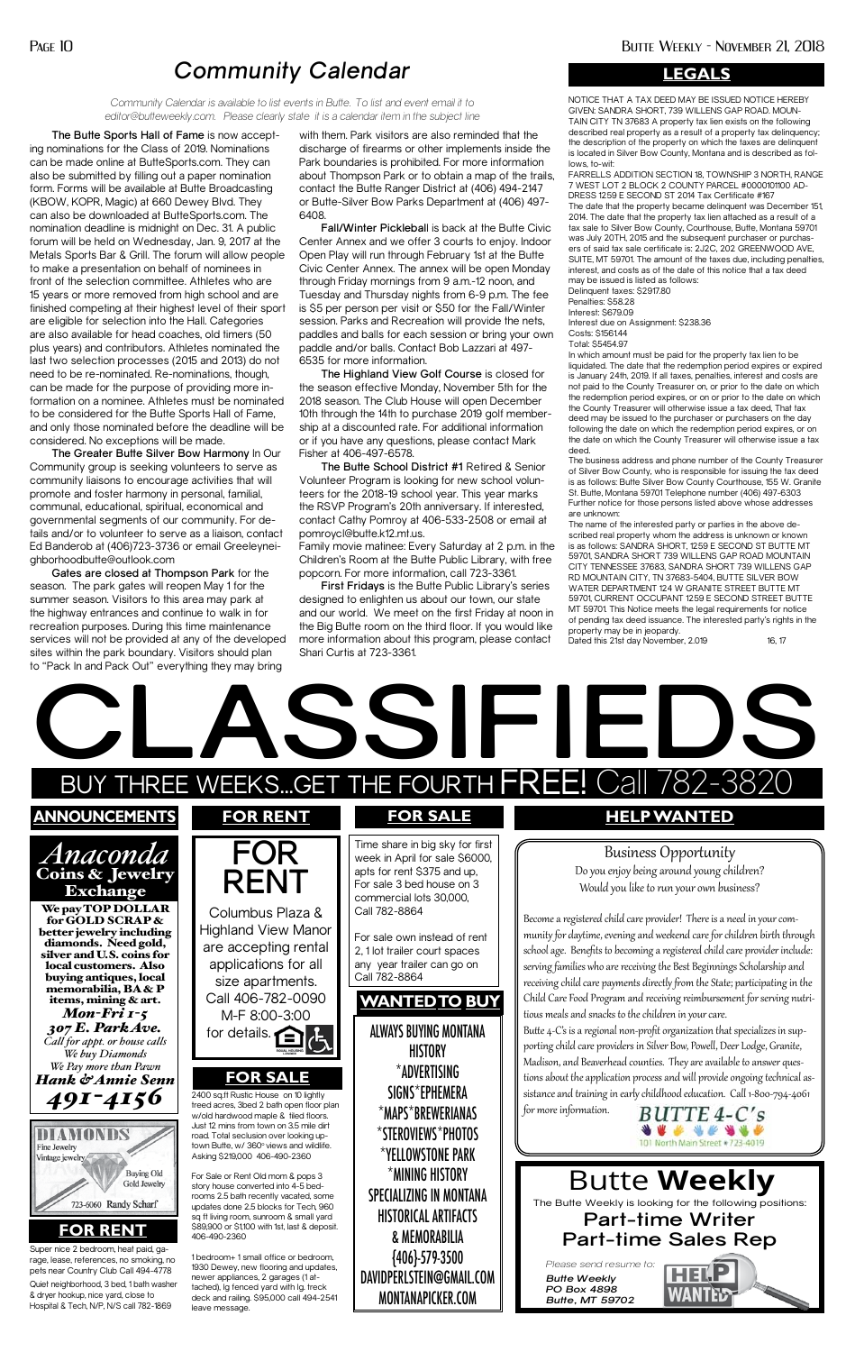# Community Calendar

*Community Calendar is available to list events in Butte. To list and event email it to editor@butteweekly.com. Please clearly state it is a calendar item in the subject line*

**The Butte Sports Hall of Fame** is now accepting nominations for the Class of 2019. Nominations can be made online at ButteSports.com. They can also be submitted by filling out a paper nomination form. Forms will be available at Butte Broadcasting (KBOW, KOPR, Magic) at 660 Dewey Blvd. They can also be downloaded at ButteSports.com. The nomination deadline is midnight on Dec. 31. A public forum will be held on Wednesday, Jan. 9, 2017 at the Metals Sports Bar & Grill. The forum will allow people to make a presentation on behalf of nominees in front of the selection committee. Athletes who are 15 years or more removed from high school and are finished competing at their highest level of their sport are eligible for selection into the Hall. Categories are also available for head coaches, old timers (50 plus years) and contributors. Athletes nominated the last two selection processes (2015 and 2013) do not need to be re-nominated. Re-nominations, though, can be made for the purpose of providing more information on a nominee. Athletes must be nominated to be considered for the Butte Sports Hall of Fame, and only those nominated before the deadline will be considered. No exceptions will be made.

**The Greater Butte Silver Bow Harmony** In Our Community group is seeking volunteers to serve as community liaisons to encourage activities that will promote and foster harmony in personal, familial, communal, educational, spiritual, economical and governmental segments of our community. For details and/or to volunteer to serve as a liaison, contact Ed Banderob at (406)723-3736 or email Greeleyneighborhoodbutte@outlook.com

**Gates are closed at Thompson Park** for the season. The park gates will reopen May 1 for the summer season. Visitors to this area may park at the highway entrances and continue to walk in for recreation purposes. During this time maintenance services will not be provided at any of the developed sites within the park boundary. Visitors should plan to "Pack In and Pack Out" everything they may bring with them. Park visitors are also reminded that the discharge of firearms or other implements inside the Park boundaries is prohibited. For more information about Thompson Park or to obtain a map of the trails, contact the Butte Ranger District at (406) 494-2147 or Butte-Silver Bow Parks Department at (406) 497-6408.

**Fall/Winter Pickleball** is back at the Butte Civic Center Annex and we offer 3 courts to enjoy. Indoor Open Play will run through February 1st at the Butte Civic Center Annex. The annex will be open Monday through Friday mornings from 9 a.m.-12 noon, and Tuesday and Thursday nights from 6-9 p.m. The fee is $5 per person per visit or $50 for the Fall/Winter session. Parks and Recreation will provide the nets, paddles and balls for each session or bring your own paddle and/or balls. Contact Bob Lazzari at 497-6535 for more information.

**The Highland View Golf Course** is closed for the season effective Monday, November 5th for the 2018 season. The Club House will open December 10th through the 14th to purchase 2019 golf membership at a discounted rate. For additional information or if you have any questions, please contact Mark Fisher at 406-497-6578.

**The Butte School District #1** Retired & Senior Volunteer Program is looking for new school volunteers for the 2018-19 school year. This year marks the RSVP Program's 20th anniversary. If interested, contact Cathy Pomroy at 406-533-2508 or email at pomroyc@butte.k12.mt.us.

Family movie matinee: Every Saturday at 2 p.m. in the Children's Room at the Butte Public Library, with free popcorn. For more information, call 723-3361.

**First Fridays** is the Butte Public Library's series designed to enlighten us about our town, our state and our world. We meet on the first Friday at noon in the Big Butte room on the third floor. If you would like more information about this program, please contact Shari Curtis at 723-3361.

## LEGALS

NOTICE THAT A TAX DEED MAY BE ISSUED NOTICE HEREBY GIVEN: SANDRA SHORT, 739 WILLENS GAP ROAD. MOUNTAIN CITY TN 37683 A property tax lien exists on the following described real property as a result of a property tax delinquency; the description of the property on which the taxes are delinquent is located in Silver Bow County, Montana and is described as follows, to-wit:

FARRELLS ADDITION SECTION 18, TOWNSHIP 3 NORTH, RANGE 7 WEST LOT 2 BLOCK 2 COUNTY PARCEL #0000101100 ADDRESS 1259 E SECOND ST 2014 Tax Certificate #167

The date that the property became delinquent was December 151, 2014. The date that the property tax lien attached as a result of a tax sale to Silver Bow County, Courthouse, Butte, Montana 59701 was July 20TH, 2015 and the subsequent purchaser or purchasers of said tax sale certificate is: 2J2C, 202 GREENWOOD AVE, SUITE, MT 59701. The amount of the taxes due, including penalties, interest, and costs as of the date of this notice that a tax deed may be issued is listed as follows:

Delinquent taxes: $2917.80
Penalties: $58.28
Interest: $679.09
Interest due on Assignment: $238.36
Costs: $1561.44
Total: $5454.97

In which amount must be paid for the property tax lien to be liquidated. The date that the redemption period expires or expired is January 24th, 2019. If all taxes, penalties, interest and costs are not paid to the County Treasurer on, or prior to the date on which the redemption period expires, or on or prior to the date on which the County Treasurer will otherwise issue a tax deed, That tax deed may be issued to the purchaser or purchasers on the day following the date on which the redemption period expires, or on the date on which the County Treasurer will otherwise issue a tax deed.

The business address and phone number of the County Treasurer of Silver Bow County, who is responsible for issuing the tax deed is as follows: Butte Silver Bow County Courthouse, 155 W. Granite St. Butte, Montana 59701 Telephone number (406) 497-6303 Further notice for those persons listed above whose addresses are unknown:

The name of the interested party or parties in the above described real property whom the address is unknown or known is as follows: SANDRA SHORT, 1259 E SECOND ST BUTTE MT 59701, SANDRA SHORT 739 WILLENS GAP ROAD MOUNTAIN CITY TENNESSEE 37683, SANDRA SHORT 739 WILLENS GAP RD MOUNTAIN CITY, TN 37683-5404, BUTTE SILVER BOW WATER DEPARTMENT 124 W GRANITE STREET BUTTE MT 59701, CURRENT OCCUPANT 1259 E SECOND STREET BUTTE MT 59701. This Notice meets the legal requirements for notice of pending tax deed issuance. The interested party's rights in the property may be in jeopardy.

Dated this 21st day November, 2.019 16, 17

# CLASSIFIEDS

BUY THREE WEEKS...GET THE FOURTH FREE! Call 782-3820

## ANNOUNCEMENTS

**Anaconda Coins & Jewelry Exchange**

**We pay TOP DOLLAR for GOLD SCRAP & better jewelry including diamonds. Need gold, silver and U.S. coins for local customers. Also buying antiques, local memorabilia, BA & P items, mining & art.**

*Mon-Fri 1-5*
*307 E. Park Ave.*
*Call for appt. or house calls*
*We buy Diamonds*
*We Pay more than Pawn*
*Hank & Annie Senn*
*491-4156*

**DIAMONDS**
Fine Jewelry
Vintage jewelry
Buying Old Gold Jewelry
723-6060 Randy Scharf

## FOR RENT

Super nice 2 bedroom, heat paid, garage, lease, references, no smoking, no pets near Country Club Call 494-4778

Quiet neighborhood, 3 bed, 1 bath washer & dryer hookup, nice yard, close to Hospital & Tech, N/P, N/S call 782-1869

## FOR RENT

**FOR RENT**

Columbus Plaza & Highland View Manor are accepting rental applications for all size apartments. Call 406-782-0090 M-F 8:00-3:00 for details.

## FOR SALE

2400 sq.ft Rustic House on 10 lightly treed acres, 3bed 2 bath open floor plan w/old hardwood maple & tiled floors. Just 12 mins from town on 3.5 mile dirt road. Total seclusion over looking uptown Butte, w/ 360° views and wildlife. Asking $219,000 406-490-2360

For Sale or Rent Old mom & pops 3 story house converted into 4-5 bedrooms 2.5 bath recently vacated, some updates done 2.5 blocks for Tech, 960 sq ft living room, sunroom & small yard $89,900 or $1,100 with 1st, last & deposit. 406-490-2360

1 bedroom+ 1 small office or bedroom, 1930 Dewey, new flooring and updates, newer appliances, 2 garages (1 attached), lg fenced yard with lg. treck deck and railing. $95,000 call 494-2541 leave message.

## FOR SALE

Time share in big sky for first week in April for sale $6000, apts for rent $375 and up, For sale 3 bed house on 3 commercial lots 30,000, Call 782-8864

For sale own instead of rent 2, 1 lot trailer court spaces any year trailer can go on Call 782-8864

## WANTED TO BUY

ALWAYS BUYING MONTANA HISTORY
*ADVERTISING SIGNS*EPHEMERA
*MAPS*BREWERIANAS
*STEROVIEWS*PHOTOS
*YELLOWSTONE PARK
*MINING HISTORY
SPECIALIZING IN MONTANA HISTORICAL ARTIFACTS & MEMORABILIA
(406)-579-3500
DAVIDPERLSTEIN@GMAIL.COM
MONTANAPICKER.COM

## HELP WANTED

**Business Opportunity**

Do you enjoy being around young children? Would you like to run your own business?

Become a registered child care provider! There is a need in your community for daytime, evening and weekend care for children birth through school age. Benefits to becoming a registered child care provider include: serving families who are receiving the Best Beginnings Scholarship and receiving child care payments directly from the State; participating in the Child Care Food Program and receiving reimbursement for serving nutritious meals and snacks to the children in your care.

Butte 4-C's is a regional non-profit organization that specializes in supporting child care providers in Silver Bow, Powell, Deer Lodge, Granite, Madison, and Beaverhead counties. They are available to answer questions about the application process and will provide ongoing technical assistance and training in early childhood education. Call 1-800-794-4061 for more information.

BUTTE 4-C's
101 North Main Street • 723-4019

**Butte Weekly**

The Butte Weekly is looking for the following positions:

**Part-time Writer**
**Part-time Sales Rep**

*Please send resume to:*
*Butte Weekly*
*PO Box 4898*
*Butte, MT 59702*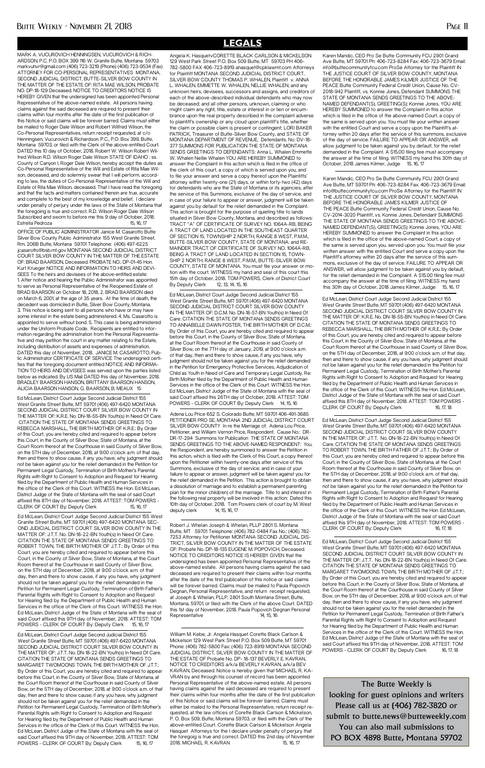# LEGALS

MARK A. VUCUROVICH HENNINGSEN, VUCUROVICH & RICHARDSON, P.C. P.O. BOX 399 116 W. Granite Butte, Montana 59703 markvuhvr@gmail.com (406) 723-3219 (Phone) (406) 723-9534 (Fax) ATTORNEY FOR CO-PERSONAL REPRESENTATIVES MONTANA, SECOND JUDICIAL DISTRICT, BUTTE-SILVER BOW COUNTY IN THE MATTER OF THE ESTATE OF: RITA MAE WILSON, PROBATE NO. DP-18-129 Deceased. NOTICE TO CREDITORS NOTICE IS HEREBY GIVEN that the undersigned has been appointed Personal Representative of the above-named estate. All persons having claims against the said deceased are required to present their claims within four months after the date of the first publication of this Notice or said claims will be forever barred. Claims must either be mailed to Roger Dale Wilson and Robert Wilfred Wilson, the Co-Personal Representatives, return receipt requested, at c/o Henningsen, Vucurovich & Richardson, P.C., P.O. Box 399, Butte, Montana 59703, or filed with the Clerk of the above-entitled Court. DATED this 10 day of October, 2018. Robert W. Wilson Robert Wilfred Wilson R.D. Wilson Roger Dale Wilson STATE OF IDAHO : ss. County of Canyon I, Roger Dale Wilson, hereby accept the duties as Co-Personal Representative of the Will and Estate of Rita Mae Wilson, deceased, and do solemnly swear that I will perform, according to law, the duties of Co-Personal Representative of the Will and Estate of Rita Mae Wilson, deceased. That I have read the foregoing and that the facts and matters contained therein are true, accurate and complete to the best of my knowledge and belief. I declare under penalty of perjury under the laws of the State of Montana that the foregoing is true and correct. R.D. Wilson Roger Dale Wilson Subscribed and sworn to before me this 9 day of October, 2018. Estrella Pedroza 15, 16, 17

OFFICE OF PUBLIC ADMINISTRATOR Janice M. Casarotto Butte Silver Bow County Public Administrator 155 West Granite Street, Rm. 206B Butte, Montana 59701 Telephone: (406) 497-6225 jcasarotto@bsb.mt.gov MONTANA SECOND JUDICIAL DISTRICT COURT SILVER BOW COUNTY IN THE MATTER OF THE ESTATE OF: BRAD BAARSON, Deceased. PROBATE NO.: DP-01-45 Hon. Kurt Krueger NOTICE AND INFORMATION TO HEIRS AND DEVISEES To the heirs and devisees of the above-entitled estate: 1. After notice and hearing the Public Administrator was appointed to serve as Personal Representative of the Reopened Estate of BRAD BAARSON on October 18, 2018. 2. BRAD BAARSON died on March 6, 2001, at the age of 35 years. At the time of death, the decedent was domiciled in Butte, Silver Bow County, Montana. 3. This notice is being sent to all persons who have or may have some interest in the estate being administered. 4. Ms. Casarotto is appointed to serve without bond. 5. This case is being administered under the Uniform Probate Code. Recipients are entitled to information regarding the administration from the Personal Representative and may petition the court in any matter relating to the Estate, including distribution of assets and expenses of administration. DATED this day of November, 2018. JANICE M. CASAROTTO, Public Administrator CERTIFICATE OF SERVICE The undersigned certifies that the foregoing document entitled NOTICE AND INFORMATION TO HEIRS AND DEVISEES was served upon the parties listed below as indicated. By US Mail DATED this day of November, 2018. BRADLEY BAARSON HANSON, BRITTANY BAARSON HANSON, ALICIA BAARSON HANSON, G. BAARSON, B. MEAUX 15

Ed McLean, District Court Judge Second Judicial District 155 West Granite Street Butte, MT 59701 (406) 497-6420 MONTANA SECOND JUDICIAL DISTRICT COURT SILVER BOW COUNTY IN THE MATTER OF: K.R.E. No. DN-18-55-BN Youth(s) In Need Of Care. CITATION THE STATE OF MONTANA SENDS GREETINGS TO REBECCA MARSHALL, THE BIRTH MOTHER OF K.R.E.: By Order of this Court, you are hereby cited and required to appear before this Court, in the County of Silver Bow, State of Montana, at the Court Room thereof at the Courthouse in said County of Silver Bow, on the 5TH day of December, 2018, at 9:00 o'clock a.m. of that day, then and there to show cause, if any you have, why judgment should not be taken against you for the relief demanded in the Petition for Permanent Legal Custody, Termination of Birth Mother's Parental Rights with Right to Consent to Adoption and Request for Hearing filed by the Department of Public Health and Human Services in the office of the Clerk of this Court. WITNESS the Hon. Ed McLean, District Judge of the State of Montana with the seal of said Court affixed this 8TH day of November, 2018. ATTEST: TOM POWERS - CLERK OF COURT By: Deputy Clerk 15, 16, 17

Ed McLean, District Court Judge Second Judicial District 155 West Granite Street Butte, MT 59701 (406) 497-6420 MONTANA SECOND JUDICIAL DISTRICT COURT SILVER BOW COUNTY IN THE MATTER OF: J.T.T. No. DN-18-22-BN Youth(s) In Need Of Care. CITATION THE STATE OF MONTANA SENDS GREETINGS TO ROBERT TOWN, THE BIRTH FATHER OF J.T.T.: By Order of this Court, you are hereby cited and required to appear before this Court, in the County of Silver Bow, State of Montana, at the Court Room thereof at the Courthouse in said County of Silver Bow, on the 5TH day of December, 2018, at 9:00 o'clock a.m. of that day, then and there to show cause, if any you have, why judgment should not be taken against you for the relief demanded in the Petition for Permanent Legal Custody, Termination of Birth Father's Parental Rights with Right to Consent to Adoption and Request for Hearing filed by the Department of Public Health and Human Services in the office of the Clerk of this Court. WITNESS the Hon. Ed McLean, District Judge of the State of Montana with the seal of said Court affixed this 9TH day of November, 2018. ATTEST: TOM POWERS - CLERK OF COURT By: Deputy Clerk 15, 16, 17

Ed McLean, District Court Judge Second Judicial District 155 West Granite Street Butte, MT 59701 (406) 497-6420 MONTANA SECOND JUDICIAL DISTRICT COURT SILVER BOW COUNTY IN THE MATTER OF: J.T.T. No. DN-18-22-BN Youth(s) In Need Of Care. CITATION THE STATE OF MONTANA SENDS GREETINGS TO MARGARET TWOMOONS TOWN, THE BIRTH MOTHER OF J.T.T.: By Order of this Court, you are hereby cited and required to appear before this Court, in the County of Silver Bow, State of Montana, at the Court Room thereof at the Courthouse in said County of Silver Bow, on the 5TH day of December, 2018, at 9:00 o'clock a.m. of that day, then and there to show cause, if any you have, why judgment should not be taken against you for the relief demanded in the Petition for Permanent Legal Custody, Termination of Birth Mother's Parental Rights with Right to Consent to Adoption and Request for Hearing filed by the Department of Public Health and Human Services in the office of the Clerk of this Court. WITNESS the Hon. Ed McLean, District Judge of the State of Montana with the seal of said Court affixed this 9TH day of November, 2018. ATTEST: TOM POWERS - CLERK OF COURT By: Deputy Clerk 15, 16, 17

Angela K. HasquetvCORETTE BLACK CARLSON & MICKELSON 129 West Park Street P.O. Box 509 Butte, MT 59703 PH 406-782-5800 FAX 406-723-8919 ahasquet@cpklawmt.com Attorneys for Plaintiff MONTANA SECOND JUDICIAL DISTRICT COURT, SILVER BOW COUNTY THOMAS P. WHALEN, Plaintiff v. ANNA L. WHALEN, EMMETTE W. WHALEN, NELLIE WHALEN, and any unknown heirs, devisees, successors and assigns, and creditors of each of the above-described individual defendants who may now be deceased; and all other persons, unknown, claiming or who might claim any right, title, estate or interest in or lien or encumbrance upon the real property described in the complaint adverse to plaintiff's ownership or any cloud upon plaintiff's title, whether the claim or possible claim is present or contingent; LORI BAKER PATRICK, Treasurer of Butte-Silver Bow County, and STATE OF MONTANA DEPARTMENT OF REVENUE, Defendants. No. DV-18-377 SUMMONS FOR PUBLICATION THE STATE OF MONTANA SENDS GREETINGS TO DEFENDANTS: Anna L. Whalen Emmette W. Whalen Nellie Whalen YOU ARE HEREBY SUMMONED to answer the Complaint in this action which is filed in the office of the clerk of this court, a copy of which is served upon you, and to file your answer and serve a copy thereof upon the Plaintiffs' attorney within twenty-one (21) days, or within forty-two (42) days for defendants who are the State of Montana or its agencies, after the service of this Summons, exclusive of the day of service, and in case of your failure to appear or answer, judgment will be taken against you by default for the relief demanded in the Complaint. This action is brought for the purpose of quieting title to lands situated in Silver Bow County, Montana, and described as follows: TRACT "A" OF CERTIFICATE OF SURVEY NO. 1064A-RB, BEING A TRACT OF LAND LOCATED IN THE SOUTHEAST QUARTER OF SECTION 15, TOWNSHIP 2 NORTH, RANGE 8 WEST, P.M.M., BUTTE-SILVER BOW COUNTY, STATE OF MONTANA. and REMAINDER TRACT OF CERTIFICATE OF SURVEY NO. 1064A-RB, BEING A TRACT OF LAND LOCATED IN SECTION 15, TOWNSHIP 2 NORTH, RANGE 8 WEST, P.M.M., BUTTE-SILVER BOW COUNTY, STATE OF MONTANA. You must file your answer or motion with the court. WITNESS my hand and seal of this court this 15th day of October, 2018. TOM POWERS, Clerk of District Court By Deputy Clerk 12, 13, 14, 15, 16

Ed McLean, District Court Judge Second Judicial District 155 West Granite Street Butte, MT 59701 (406) 497-6420 MONTANA SECOND JUDICIAL DISTRICT COURT SILVER BOW COUNTY IN THE MATTER OF: D.C.M. No. DN-18-57-BN Youth(s) In Need Of Care. CITATION THE STATE OF MONTANA SENDS GREETINGS TO ANNABELLE DAWN FOSTER, THE BIRTH MOTHER OF D.C.M.: By Order of this Court, you are hereby cited and required to appear before this Court, in the County of Silver Bow, State of Montana, at the Court Room thereof at the Courthouse in said County of Silver Bow, on the 7TH day of January, 2019, at 9:00 o'clock a.m. of that day, then and there to show cause, if any you have, why judgment should not be taken against you for the relief demanded in the Petition for Emergency Protective Services, Adjudication of Child as Youth in Need of Care and Temporary Legal Custody, Re: Birth Mother filed by the Department of Public Health and Human Services in the office of the Clerk of this Court. WITNESS the Hon. Ed McLean, District Judge of the State of Montana with the seal of said Court affixed this 26TH day of October, 2018. ATTEST: TOM POWERS - CLERK OF COURT By: Deputy Clerk 14, 15, 16

Adena Lou Price 652 S. Colorado Butte, MT 59701 406-491-3685 PETITIONER PRO SE, MONTANA 2ND JUDICIAL DISTRICT COURT SILVER BOW COUNTY In re the Marriage of: Adena Lou Price, Petitioner, and William Vernon Price, Respondent. Cause No.: DR-DR-17-294 Summons for Publication THE STATE OF MONTANA SENDS GREETINGS TO THE ABOVE-NAMED RESPONDENT: You, the Respondent, are hereby summoned to answer the Petition in this action, which is filed with the Clerk of this Court, a copy thereof upon the Petitioner within twenty-one days after service of this Summons, exclusive of the day of service; and in case of your failure to appear or answer, judgment will be taken against you for the relief demanded in the Petition. This action is brought to obtain a dissolution of marriage and to establish a permanent parenting plan for the minor child(ren) of the marriage. Title to and interest in the following real property will be involved in this action: Dated this 10th day of October, 2018. Tom Powers clerk of court by M. West deputy clerk 14, 15, 16, 17

Robert J. Whelan Joseph & Whelan, PLLP 2801 S. Montana Butte, MT 59701 Telephone: (406) 782-0484 Fax No.: (406) 782-7253 Attorney for Petitioner MONTANA SECOND JUDICIAL DISTRICT, SILVER BOW COUNTY IN THE MATTER OF THE ESTATE OF: Probate No. DP-18-135 EUGENE M. POPOVICH, Deceased. NOTICE TO CREDITORS NOTICE IS HEREBY GIVEN that the undersigned has been appointed Personal Representative of the above-named estate. All persons having claims against the said deceased are required to present their claims within four months after the date of the first publication of this notice or said claims will be forever barred. Claims must be mailed to Paula Popovich Degnan, Personal Representative, and return receipt requested, at Joseph & Whelan, PLLP, 2801 South Montana Street, Butte, Montana, 59701, or filed with the Clerk of the above Court. DATED this 1st day of November, 2018. Paula Popovich Degnan Personal Representative 14, 15, 16

William M. Kebe, Jr. Angela Hasquet Corette Black Carlson & Mickelson 129 West Park Street P.O. Box 509 Butte, MT 59701 Phone: (406) 782-5800 Fax: (406) 723-8919 MONTANA SECOND JUDICIAL DISTRICT, SILVER BOW COUNTY IN THE MATTER OF THE ESTATE OF Probate No. DP- 18-137 BEVERLY E. KAVRAN, NOTICE TO CREDITORS a/k/a BEVERLY KAVRAN, a/k/a BEV KAVRAN, Deceased. Notice is hereby given that MICHAEL R. KAVRAN by and through his counsel of record has been appointed Personal Representative of the above-named estate. All persons having claims against the said deceased are required to present their claims within four months after the date of the first publication of this Notice or said claims will be forever barred. Claims must either be mailed to the Personal Representative, return receipt requested, at the law offices of Corette Black Carlson & Mickelson, P. O. Box 509, Butte, Montana 59703, or filed with the Clerk of the above-entitled Court. Corette Black Carlson & Mickelson Angela Hasquet Attorneys for the I declare under penalty of perjury that the foregoing is true and correct. DATED this 2nd day of November 2018. MICHAEL R. KAVRAN 15, 16, 17

Karen Mandic, CEO Pro Se Butte Community FCU 2901 Grand Ave Butte, MT 59701 Ph: 406-723-8284 Fax: 406-723-3679 Email: info@buttecommunityfcu.com ProSe Attorney for the Plaintiff IN THE JUSTICE COURT OF SILVER BOW COUNTY, MONTANA BEFORE THE HONORABLE JAMES KILMER JUSTICE OF THE PEACE Butte Community Federal Credit Union, Cause No. CV-2018-942 Plaintiff, vs. Konnie Jones, Defendant SUMMONS THE STATE OF MONTANA SENDS GREETINGS TO THE ABOVE-NAMED DEFENDANT(S), GREETING(S): Konnie Jones, YOU ARE HEREBY SUMMONED to answer the Complaint in this action which is filed in the office of the above-named Court, a copy of the same is served upon you. You must file your written answer with the entitled Court and serve a copy upon the Plaintiff's attorney within 20 days after the service of this summons, exclusive of the day of service. FAILURE TO APPEAR OR ANSWER, will allow judgment to be taken against you by default, for the relief demanded in the Complaint. A $15.00 filing fee must accompany the answer at the time of filing. WITNESS my hand this 30th day of October, 2018 James Kilmer, Judge 15, 16, 17

Karen Mandic, CEO Pro Se Butte Community FCU 2901 Grand Ave Butte, MT 59701 Ph: 406-723-8284 Fax: 406-723-3679 Email: info@buttecommunityfcu.com ProSe Attorney for the Plaintiff IN THE JUSTICE COURT OF SILVER BOW COUNTY, MONTANA BEFORE THE HONORABLE JAMES KILMER JUSTICE OF THE PEACE Butte Community Federal Credit Union, Cause No. CV-2014-3020 Plaintiff, vs. Konnie Jones, Defendant SUMMONS THE STATE OF MONTANA SENDS GREETINGS TO THE ABOVE-NAMED DEFENDANT(S), GREETING(S): Konnie Jones, YOU ARE HEREBY SUMMONED to answer the Complaint in this action which is filed in the office of the above-named Court, a copy of the same is served upon you. served upon you. You must file your written answer with the entitled Court and serve a copy upon the Plaintiff's attorney within 20 days after the service of this summons, exclusive of the day of service. FAILURE TO APPEAR OR ANSWER, will allow judgment to be taken against you by default, for the relief demanded in the Complaint. A $15.00 filing fee must accompany the answer at the time of filing. WITNESS my hand this 30th day of October, 2018 James Kilmer, Judge 15, 16, 17

Ed McLean, District Court Judge Second Judicial District 155 West Granite Street Butte, MT 59701 (406) 497-6420 MONTANA SECOND JUDICIAL DISTRICT COURT SILVER BOW COUNTY IN THE MATTER OF: K.R.E. No. DN-18-55-BN Youth(s) In Need Of Care. CITATION THE STATE OF MONTANA SENDS GREETINGS TO REBECCA MARSHALL, THE BIRTH MOTHER OF K.R.E.: By Order of this Court, you are hereby cited and required to appear before this Court, in the County of Silver Bow, State of Montana, at the Court Room thereof at the Courthouse in said County of Silver Bow, on the 5TH day of December, 2018, at 9:00 o'clock a.m. of that day, then and there to show cause, if any you have, why judgment should not be taken against you for the relief demanded in the Petition for Permanent Legal Custody, Termination of Birth Mother's Parental Rights with Right to Consent to Adoption and Request for Hearing filed by the Department of Public Health and Human Services in the office of the Clerk of this Court. WITNESS the Hon. Ed McLean, District Judge of the State of Montana with the seal of said Court affixed this 8TH day of November, 2018. ATTEST: TOM POWERS - CLERK OF COURT By: Deputy Clerk 16, 17, 18

Ed McLean, District Court Judge Second Judicial District 155 West Granite Street Butte, MT 59701 (406) 497-6420 MONTANA SECOND JUDICIAL DISTRICT COURT SILVER BOW COUNTY IN THE MATTER OF: J.T.T. No. DN-18-22-BN Youth(s) In Need Of Care. CITATION THE STATE OF MONTANA SENDS GREETINGS TO ROBERT TOWN, THE BIRTH FATHER OF J.T.T.: By Order of this Court, you are hereby cited and required to appear before this Court, in the County of Silver Bow, State of Montana, at the Court Room thereof at the Courthouse in said County of Silver Bow, on the 5TH day of December, 2018, at 9:00 o'clock a.m. of that day, then and there to show cause, if any you have, why judgment should not be taken against you for the relief demanded in the Petition for Permanent Legal Custody, Termination of Birth Father's Parental Rights with Right to Consent to Adoption and Request for Hearing filed by the Department of Public Health and Human Services in the office of the Clerk of this Court. WITNESS the Hon. Ed McLean, District Judge of the State of Montana with the seal of said Court affixed this 9TH day of November, 2018. ATTEST: TOM POWERS - CLERK OF COURT By: Deputy Clerk 16, 17, 18

Ed McLean, District Court Judge Second Judicial District 155 West Granite Street Butte, MT 59701 (406) 497-6420 MONTANA SECOND JUDICIAL DISTRICT COURT SILVER BOW COUNTY IN THE MATTER OF: J.T.T. No. DN-18-22-BN Youth(s) In Need Of Care. CITATION THE STATE OF MONTANA SENDS GREETINGS TO MARGARET TWOMOONS TOWN, THE BIRTH MOTHER OF J.T.T.: By Order of this Court, you are hereby cited and required to appear before this Court, in the County of Silver Bow, State of Montana, at the Court Room thereof at the Courthouse in said County of Silver Bow, on the 5TH day of December, 2018, at 9:00 o'clock a.m. of that day, then and there to show cause, if any you have, why judgment should not be taken against you for the relief demanded in the Petition for Permanent Legal Custody, Termination of Birth Father's Parental Rights with Right to Consent to Adoption and Request for Hearing filed by the Department of Public Health and Human Services in the office of the Clerk of this Court. WITNESS the Hon. Ed McLean, District Judge of the State of Montana with the seal of said Court affixed this 9TH day of November, 2018. ATTEST: TOM POWERS - CLERK OF COURT By: Deputy Clerk 16, 17, 18

**The Butte Weekly is looking for guest opinions and writers Please call us at (406) 782-3820 or submit to butte.news@butteweekly.com You can also mail submissions to PO BOX 4898 Butte, Montana 59702**